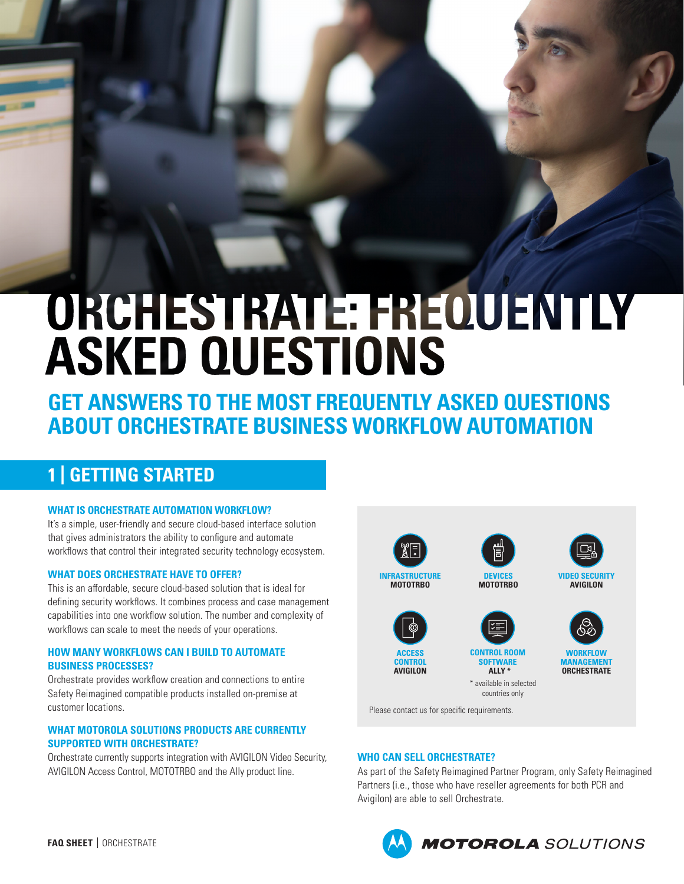# ORCHESTRATE: FREQUENTLY ASKED QUESTIONS

## GET ANSWERS TO THE MOST FREQUENTLY ASKED QUESTIONS ABOUT ORCHESTRATE BUSINESS WORKFLOW AUTOMATION

## 1 | GETTING STARTED

### WHAT IS ORCHESTRATE AUTOMATION WORKFLOW?

It's a simple, user-friendly and secure cloud-based interface solution that gives administrators the ability to configure and automate workflows that control their integrated security technology ecosystem.

### WHAT DOES ORCHESTRATE HAVE TO OFFER?

This is an affordable, secure cloud-based solution that is ideal for defining security workflows. It combines process and case management capabilities into one workflow solution. The number and complexity of workflows can scale to meet the needs of your operations.

### HOW MANY WORKFLOWS CAN I BUILD TO AUTOMATE BUSINESS PROCESSES?

Orchestrate provides workflow creation and connections to entire Safety Reimagined compatible products installed on-premise at customer locations.

### WHAT MOTOROLA SOLUTIONS PRODUCTS ARE CURRENTLY SUPPORTED WITH ORCHESTRATE?

Orchestrate currently supports integration with AVIGILON Video Security, AVIGILON Access Control, MOTOTRBO and the Ally product line.

**INFRASTRUCTURE**
**MOTOTRBO**

**DEVICES**
**MOTOTRBO**

**VIDEO SECURITY**
**AVIGILON**

**ACCESS CONTROL**
**AVIGILON**

**CONTROL ROOM SOFTWARE**
**ALLY** *

**WORKFLOW MANAGEMENT**
**ORCHESTRATE**

* available in selected countries only

Please contact us for specific requirements.

### WHO CAN SELL ORCHESTRATE?

As part of the Safety Reimagined Partner Program, only Safety Reimagined Partners (i.e., those who have reseller agreements for both PCR and Avigilon) are able to sell Orchestrate.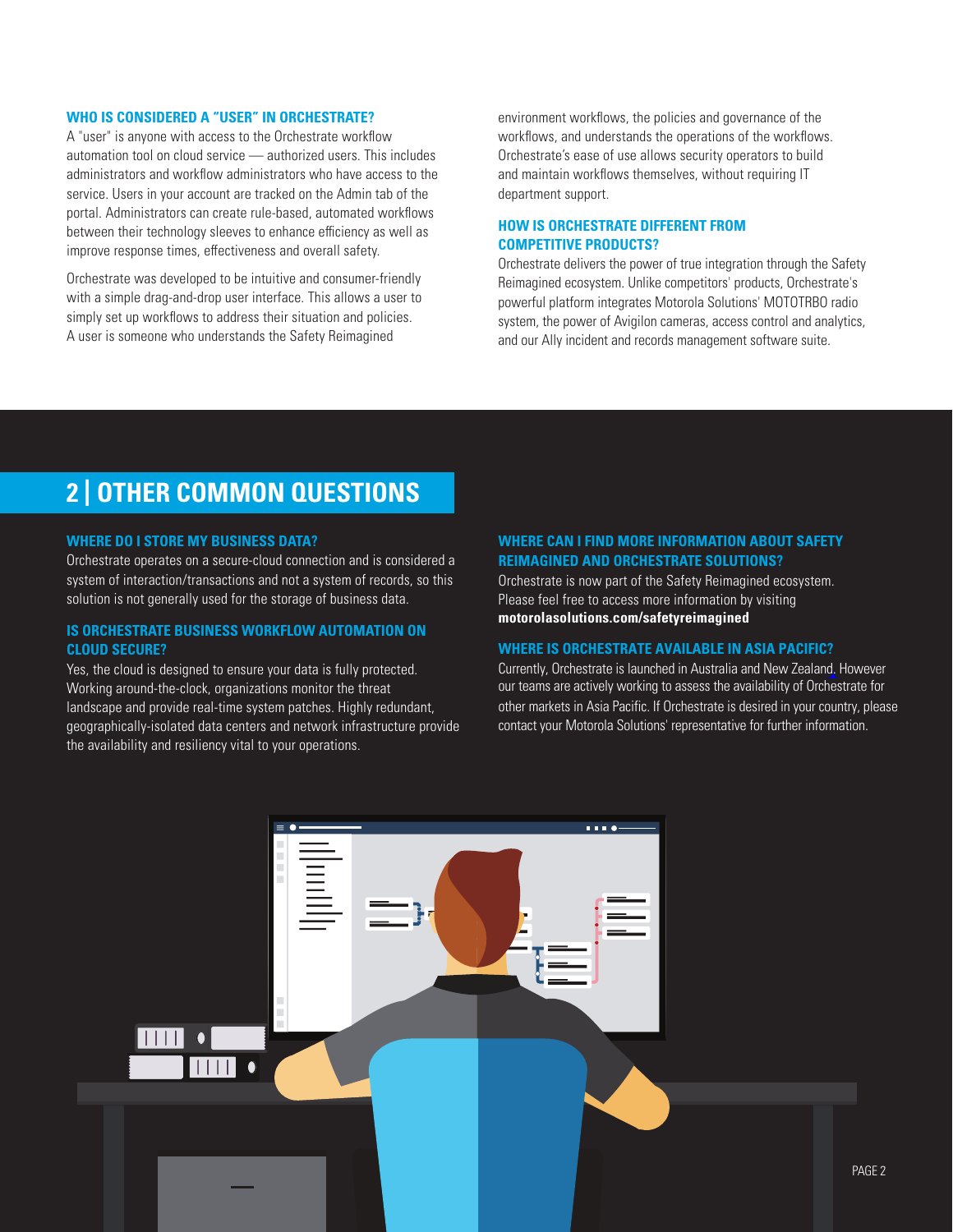### WHO IS CONSIDERED A "USER" IN ORCHESTRATE?

A "user" is anyone with access to the Orchestrate workflow automation tool on cloud service — authorized users. This includes administrators and workflow administrators who have access to the service. Users in your account are tracked on the Admin tab of the portal. Administrators can create rule-based, automated workflows between their technology sleeves to enhance efficiency as well as improve response times, effectiveness and overall safety.

Orchestrate was developed to be intuitive and consumer-friendly with a simple drag-and-drop user interface. This allows a user to simply set up workflows to address their situation and policies. A user is someone who understands the Safety Reimagined environment workflows, the policies and governance of the workflows, and understands the operations of the workflows. Orchestrate's ease of use allows security operators to build and maintain workflows themselves, without requiring IT department support.

### HOW IS ORCHESTRATE DIFFERENT FROM COMPETITIVE PRODUCTS?

Orchestrate delivers the power of true integration through the Safety Reimagined ecosystem. Unlike competitors' products, Orchestrate's powerful platform integrates Motorola Solutions' MOTOTRBO radio system, the power of Avigilon cameras, access control and analytics, and our Ally incident and records management software suite.

## 2 | OTHER COMMON QUESTIONS

### WHERE DO I STORE MY BUSINESS DATA?

Orchestrate operates on a secure-cloud connection and is considered a system of interaction/transactions and not a system of records, so this solution is not generally used for the storage of business data.

### IS ORCHESTRATE BUSINESS WORKFLOW AUTOMATION ON CLOUD SECURE?

Yes, the cloud is designed to ensure your data is fully protected. Working around-the-clock, organizations monitor the threat landscape and provide real-time system patches. Highly redundant, geographically-isolated data centers and network infrastructure provide the availability and resiliency vital to your operations.

### WHERE CAN I FIND MORE INFORMATION ABOUT SAFETY REIMAGINED AND ORCHESTRATE SOLUTIONS?

Orchestrate is now part of the Safety Reimagined ecosystem. Please feel free to access more information by visiting **motorolasolutions.com/safetyreimagined**

### WHERE IS ORCHESTRATE AVAILABLE IN ASIA PACIFIC?

Currently, Orchestrate is launched in Australia and New Zealand. However our teams are actively working to assess the availability of Orchestrate for other markets in Asia Pacific. If Orchestrate is desired in your country, please contact your Motorola Solutions' representative for further information.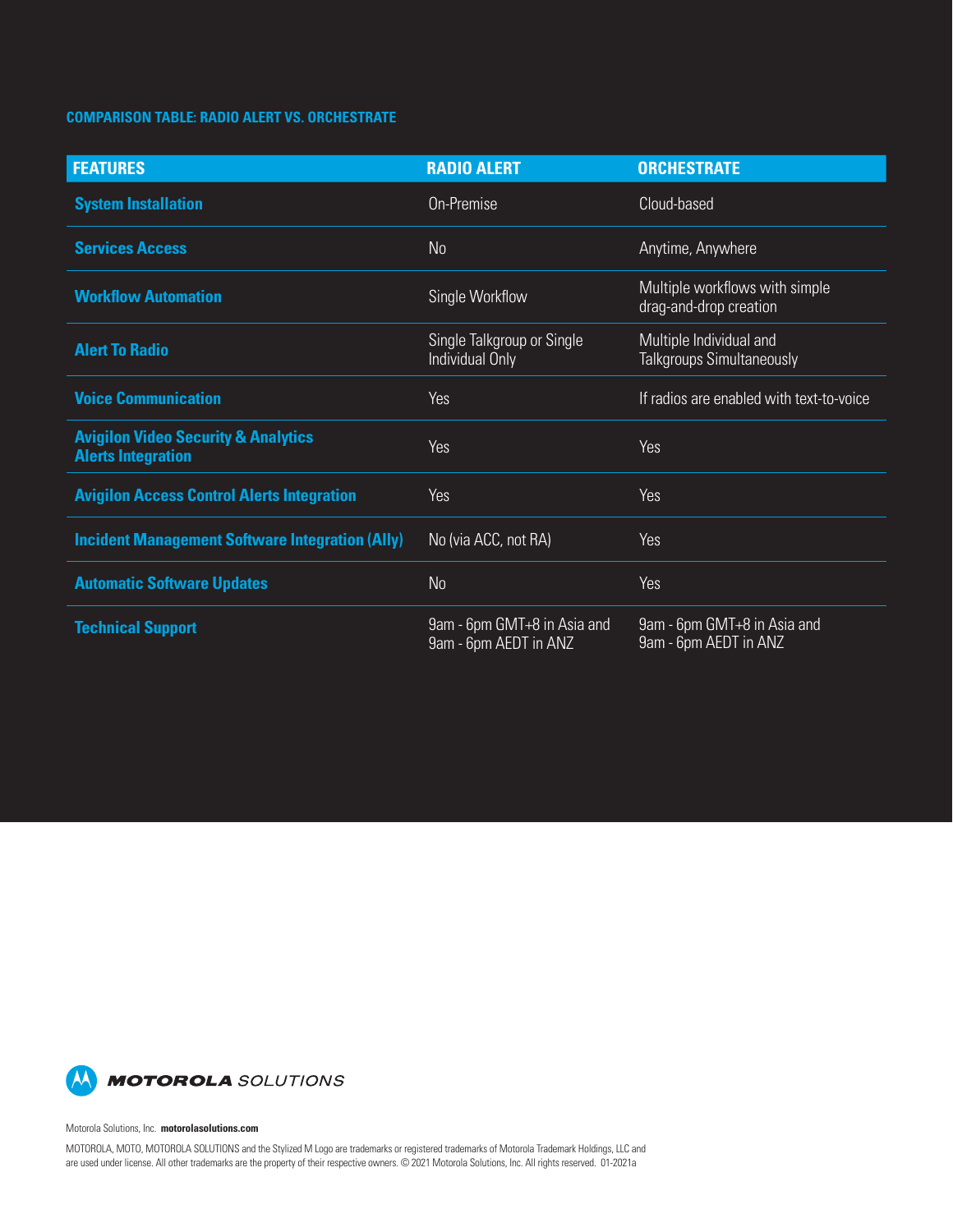## COMPARISON TABLE: RADIO ALERT VS. ORCHESTRATE

| FEATURES | RADIO ALERT | ORCHESTRATE |
|---|---|---|
| **System Installation** | On-Premise | Cloud-based |
| **Services Access** | No | Anytime, Anywhere |
| **Workflow Automation** | Single Workflow | Multiple workflows with simple drag-and-drop creation |
| **Alert To Radio** | Single Talkgroup or Single Individual Only | Multiple Individual and Talkgroups Simultaneously |
| **Voice Communication** | Yes | If radios are enabled with text-to-voice |
| **Avigilon Video Security & Analytics Alerts Integration** | Yes | Yes |
| **Avigilon Access Control Alerts Integration** | Yes | Yes |
| **Incident Management Software Integration (Ally)** | No (via ACC, not RA) | Yes |
| **Automatic Software Updates** | No | Yes |
| **Technical Support** | 9am - 6pm GMT+8 in Asia and 9am - 6pm AEDT in ANZ | 9am - 6pm GMT+8 in Asia and 9am - 6pm AEDT in ANZ |

**MOTOROLA** SOLUTIONS

Motorola Solutions, Inc. **motorolasolutions.com**

MOTOROLA, MOTO, MOTOROLA SOLUTIONS and the Stylized M Logo are trademarks or registered trademarks of Motorola Trademark Holdings, LLC and are used under license. All other trademarks are the property of their respective owners. © 2021 Motorola Solutions, Inc. All rights reserved. 01-2021a